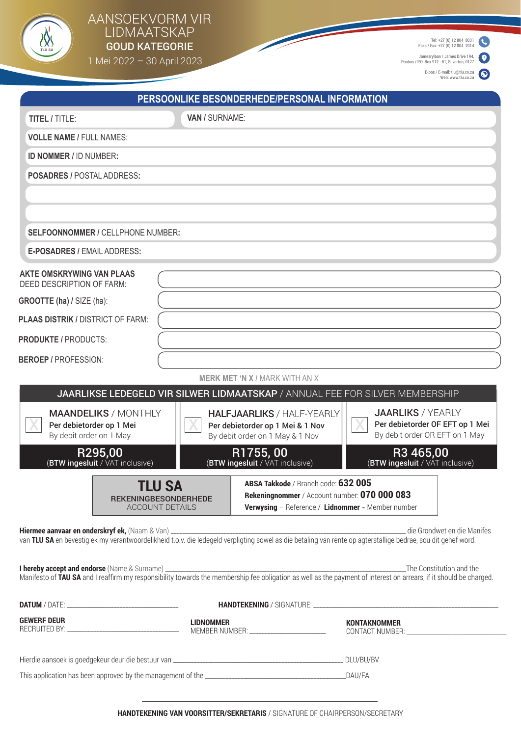# AANSOEKVORM VIR LIDMAATSKAP

## GOUD KATEGORIE

1 Mei 2022 – 30 April 2023

Tel: +27 (0) 12 804 8031
Faks / Fax: +27 (0) 12 804 2014

Jamesrylaan / James Drive 194,
Posbus / P.O. Box 912 - 51, Silverton, 0127

E-pos / E-mail: tlu@tlu.co.za
Web: www.tlu.co.za

## PERSOONLIKE BESONDERHEDE/PERSONAL INFORMATION

**TITEL** / TITLE:

**VAN** / SURNAME:

**VOLLE NAME** / FULL NAMES:

**ID NOMMER** / ID NUMBER:

**POSADRES** / POSTAL ADDRESS:

**SELFOONNOMMER** / CELLPHONE NUMBER:

**E-POSADRES** / EMAIL ADDRESS:

**AKTE OMSKRYWING VAN PLAAS** DEED DESCRIPTION OF FARM:

**GROOTTE (ha)** / SIZE (ha):

**PLAAS DISTRIK** / DISTRICT OF FARM:

**PRODUKTE** / PRODUCTS:

**BEROEP** / PROFESSION:

**MERK MET 'N X** / MARK WITH AN X

| JAARLIKSE LEDEGELD VIR SILWER LIDMAATSKAP / ANNUAL FEE FOR SILVER MEMBERSHIP | | |
|---|---|---|
| X **MAANDELIKS** / MONTHLY<br>Per debietorder op 1 Mei<br>By debit order on 1 May | X **HALFJAARLIKS** / HALF-YEARLY<br>Per debietorder op 1 Mei & 1 Nov<br>By debit order on 1 May & 1 Nov | X **JAARLIKS** / YEARLY<br>Per debietorder OF EFT op 1 Mei<br>By debit order OR EFT on 1 May |
| **R295,00**<br>(**BTW ingesluit** / VAT inclusive) | **R1755, 00**<br>(**BTW ingesluit** / VAT inclusive) | **R3 465,00**<br>(**BTW ingesluit** / VAT inclusive) |

| **TLU SA**<br>REKENINGBESONDERHEDE<br>ACCOUNT DETAILS | **ABSA Takkode** / Branch code: **632 005**<br>**Rekeningnommer** / Account number: **070 000 083**<br>**Verwysing** – Reference / **Lidnommer** - Member number |
|---|---|

**Hiermee aanvaar en onderskryf ek,** (Naam & Van) ______________________________ die Grondwet en die Manifes van **TLU SA** en bevestig ek my verantwoordelikheid t.o.v. die ledegeld verpligting sowel as die betaling van rente op agterstallige bedrae, sou dit gehef word.

**I hereby accept and endorse** (Name & Surname) ______________________________ The Constitution and the Manifesto of **TAU SA** and I reaffirm my responsibility towards the membership fee obligation as well as the payment of interest on arrears, if it should be charged.

**DATUM** / DATE: ____________________ **HANDTEKENING** / SIGNATURE: ____________________

**GEWERF DEUR** RECRUITED BY: ____________________

**LIDNOMMER** MEMBER NUMBER: ____________________

**KONTAKNOMMER** CONTACT NUMBER: ____________________

Hierdie aansoek is goedgekeur deur die bestuur van ______________________________ DLU/BU/BV

This application has been approved by the management of the ______________________________ DAU/FA

______________________________

**HANDTEKENING VAN VOORSITTER/SEKRETARIS** / SIGNATURE OF CHAIRPERSON/SECRETARY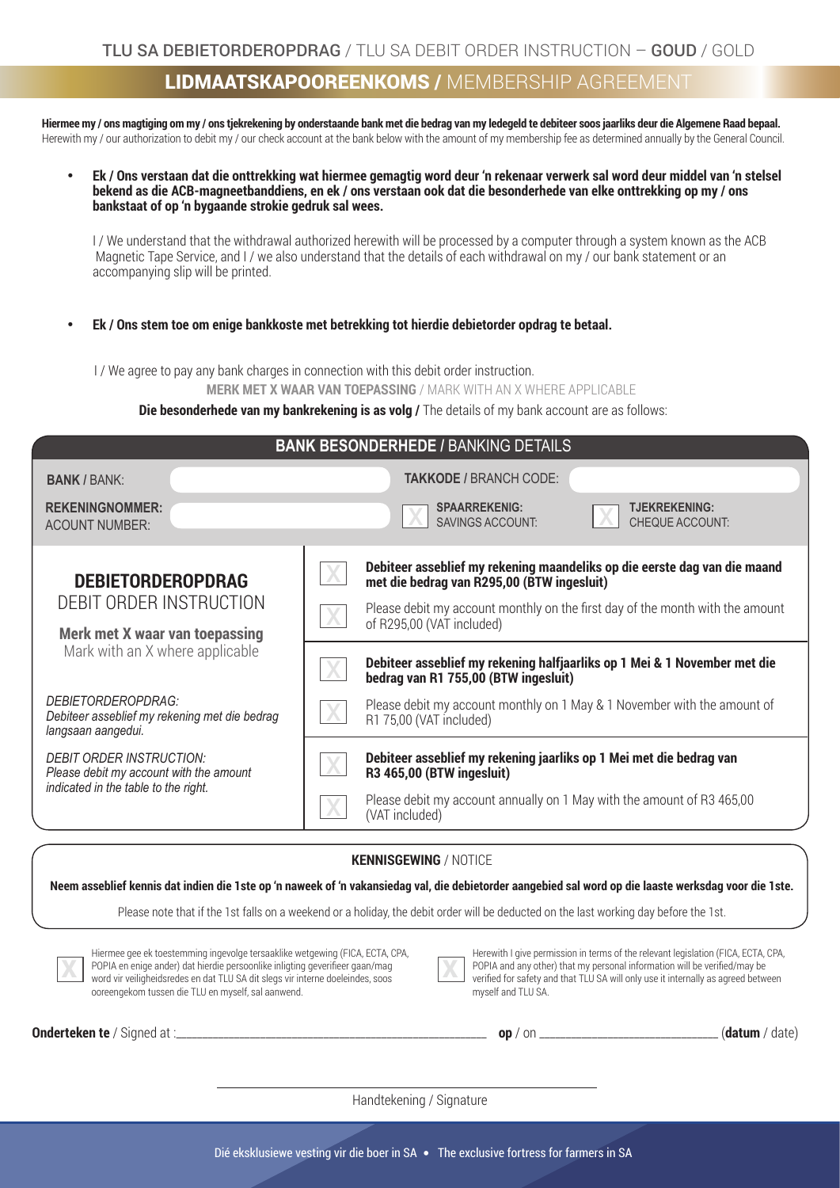TLU SA DEBIETORDEROPDRAG / TLU SA DEBIT ORDER INSTRUCTION – GOUD / GOLD

# LIDMAATSKAPOOREENKOMS / MEMBERSHIP AGREEMENT

**Hiermee my / ons magtiging om my / ons tjekrekening by onderstaande bank met die bedrag van my ledegeld te debiteer soos jaarliks deur die Algemene Raad bepaal.**
Herewith my / our authorization to debit my / our check account at the bank below with the amount of my membership fee as determined annually by the General Council.

- **Ek / Ons verstaan dat die onttrekking wat hiermee gemagtig word deur 'n rekenaar verwerk sal word deur middel van 'n stelsel bekend as die ACB-magneetbanddiens, en ek / ons verstaan ook dat die besonderhede van elke onttrekking op my / ons bankstaat of op 'n bygaande strokie gedruk sal wees.**

  I / We understand that the withdrawal authorized herewith will be processed by a computer through a system known as the ACB Magnetic Tape Service, and I / we also understand that the details of each withdrawal on my / our bank statement or an accompanying slip will be printed.

- **Ek / Ons stem toe om enige bankkoste met betrekking tot hierdie debietorder opdrag te betaal.**

  I / We agree to pay any bank charges in connection with this debit order instruction.

**MERK MET X WAAR VAN TOEPASSING** / MARK WITH AN X WHERE APPLICABLE

**Die besonderhede van my bankrekening is as volg /** The details of my bank account are as follows:

## BANK BESONDERHEDE / BANKING DETAILS

| | | | |
|---|---|---|---|
| **BANK /** BANK: | | **TAKKODE /** BRANCH CODE: | |
| **REKENINGNOMMER:** ACOUNT NUMBER: | | X **SPAARREKENIG:** SAVINGS ACCOUNT: | X **TJEKREKENING:** CHEQUE ACCOUNT: |

| | |
|---|---|
| **DEBIETORDEROPDRAG** DEBIT ORDER INSTRUCTION **Merk met X waar van toepassing** Mark with an X where applicable *DEBIETORDEROPDRAG: Debiteer asseblief my rekening met die bedrag langsaan aangedui.* *DEBIT ORDER INSTRUCTION: Please debit my account with the amount indicated in the table to the right.* | X **Debiteer asseblief my rekening maandeliks op die eerste dag van die maand met die bedrag van R295,00 (BTW ingesluit)** X Please debit my account monthly on the first day of the month with the amount of R295,00 (VAT included) |
| | X **Debiteer asseblief my rekening halfjaarliks op 1 Mei & 1 November met die bedrag van R1 755,00 (BTW ingesluit)** X Please debit my account monthly on 1 May & 1 November with the amount of R1 75,00 (VAT included) |
| | X **Debiteer asseblief my rekening jaarliks op 1 Mei met die bedrag van R3 465,00 (BTW ingesluit)** X Please debit my account annually on 1 May with the amount of R3 465,00 (VAT included) |

**KENNISGEWING** / NOTICE

**Neem asseblief kennis dat indien die 1ste op 'n naweek of 'n vakansiedag val, die debietorder aangebied sal word op die laaste werksdag voor die 1ste.**

Please note that if the 1st falls on a weekend or a holiday, the debit order will be deducted on the last working day before the 1st.

X Hiermee gee ek toestemming ingevolge tersaaklike wetgewing (FICA, ECTA, CPA, POPIA en enige ander) dat hierdie persoonlike inligting geverifieer gaan/mag word vir veiligheidsredes en dat TLU SA dit slegs vir interne doeleindes, soos ooreengekom tussen die TLU en myself, sal aanwend.

X Herewith I give permission in terms of the relevant legislation (FICA, ECTA, CPA, POPIA and any other) that my personal information will be verified/may be verified for safety and that TLU SA will only use it internally as agreed between myself and TLU SA.

**Onderteken te** / Signed at :\_\_\_\_\_\_\_\_\_\_\_\_\_\_\_\_\_\_\_\_\_\_\_\_\_\_\_\_\_\_\_\_\_\_\_\_ **op** / on \_\_\_\_\_\_\_\_\_\_\_\_\_\_\_\_\_\_\_\_\_\_ (**datum** / date)

\_\_\_\_\_\_\_\_\_\_\_\_\_\_\_\_\_\_\_\_\_\_\_\_\_\_\_\_\_\_\_\_\_\_\_\_

Handtekening / Signature

Dié eksklusiewe vesting vir die boer in SA • The exclusive fortress for farmers in SA